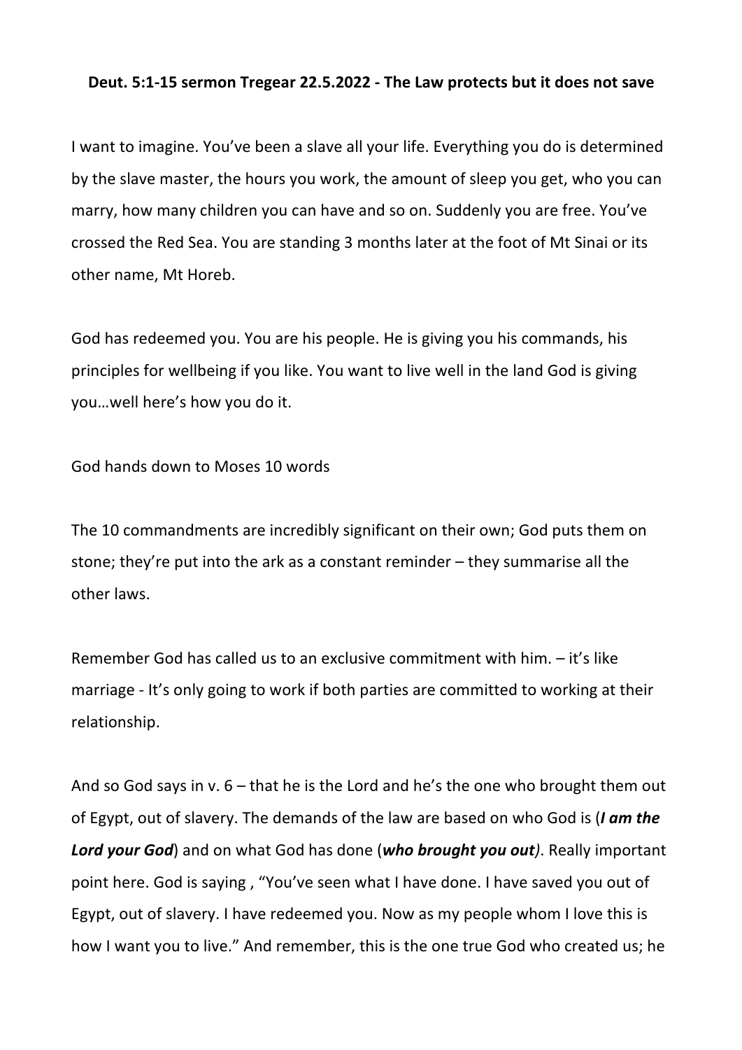**Deut. 5:1-15 sermon Tregear 22.5.2022 - The Law protects but it does not save**

I want to imagine. You've been a slave all your life. Everything you do is determined by the slave master, the hours you work, the amount of sleep you get, who you can marry, how many children you can have and so on. Suddenly you are free. You've crossed the Red Sea. You are standing 3 months later at the foot of Mt Sinai or its other name, Mt Horeb.

God has redeemed you. You are his people. He is giving you his commands, his principles for wellbeing if you like. You want to live well in the land God is giving you…well here's how you do it.

God hands down to Moses 10 words

The 10 commandments are incredibly significant on their own; God puts them on stone; they're put into the ark as a constant reminder – they summarise all the other laws.

Remember God has called us to an exclusive commitment with him. – it's like marriage - It's only going to work if both parties are committed to working at their relationship.

And so God says in v. 6 – that he is the Lord and he's the one who brought them out of Egypt, out of slavery. The demands of the law are based on who God is (***I am the Lord your God***) and on what God has done (***who brought you out)***. Really important point here. God is saying , "You've seen what I have done. I have saved you out of Egypt, out of slavery. I have redeemed you. Now as my people whom I love this is how I want you to live." And remember, this is the one true God who created us; he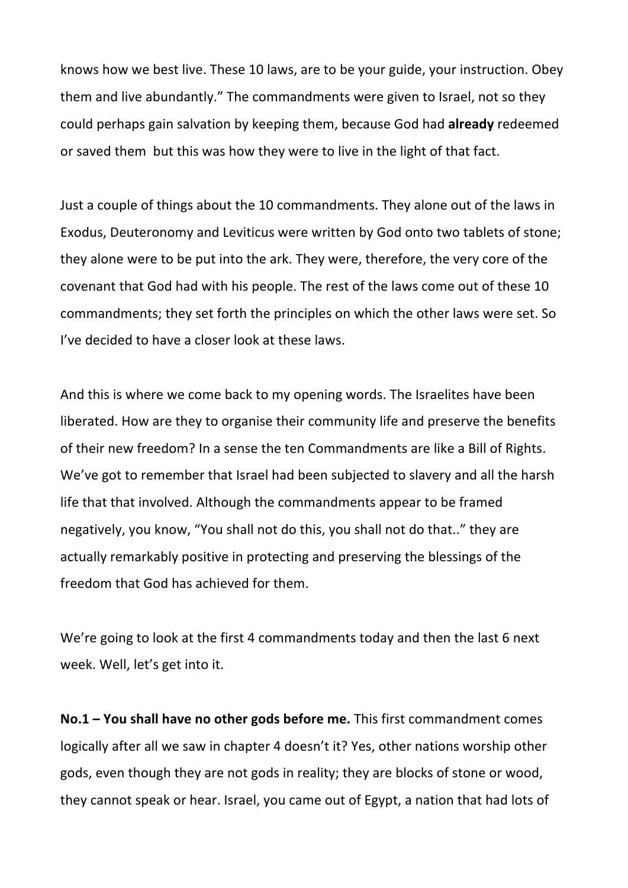knows how we best live. These 10 laws, are to be your guide, your instruction. Obey them and live abundantly." The commandments were given to Israel, not so they could perhaps gain salvation by keeping them, because God had **already** redeemed or saved them but this was how they were to live in the light of that fact.

Just a couple of things about the 10 commandments. They alone out of the laws in Exodus, Deuteronomy and Leviticus were written by God onto two tablets of stone; they alone were to be put into the ark. They were, therefore, the very core of the covenant that God had with his people. The rest of the laws come out of these 10 commandments; they set forth the principles on which the other laws were set. So I've decided to have a closer look at these laws.

And this is where we come back to my opening words. The Israelites have been liberated. How are they to organise their community life and preserve the benefits of their new freedom? In a sense the ten Commandments are like a Bill of Rights. We've got to remember that Israel had been subjected to slavery and all the harsh life that that involved. Although the commandments appear to be framed negatively, you know, "You shall not do this, you shall not do that.." they are actually remarkably positive in protecting and preserving the blessings of the freedom that God has achieved for them.

We're going to look at the first 4 commandments today and then the last 6 next week. Well, let's get into it.

**No.1 – You shall have no other gods before me.** This first commandment comes logically after all we saw in chapter 4 doesn't it? Yes, other nations worship other gods, even though they are not gods in reality; they are blocks of stone or wood, they cannot speak or hear. Israel, you came out of Egypt, a nation that had lots of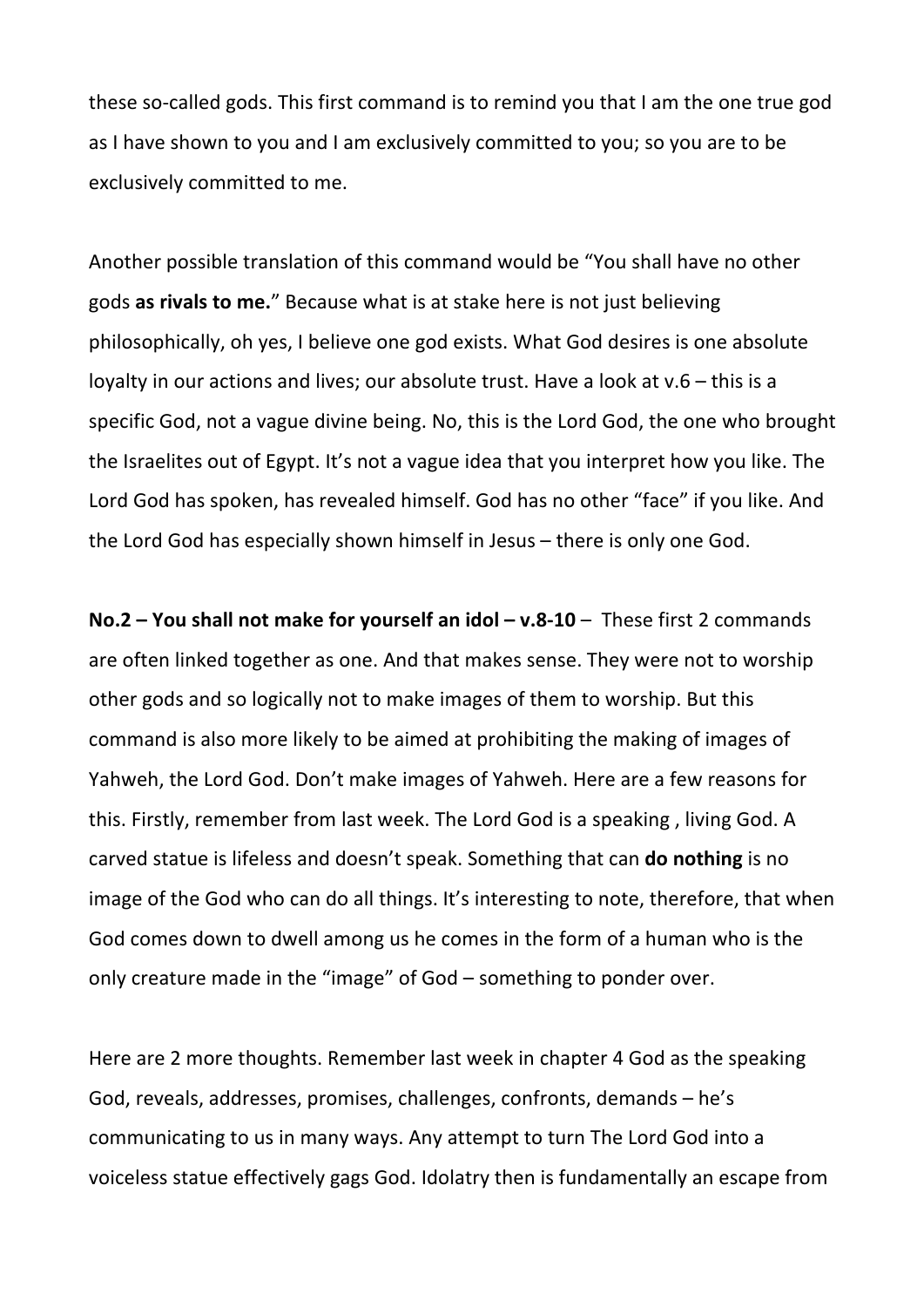these so-called gods. This first command is to remind you that I am the one true god as I have shown to you and I am exclusively committed to you; so you are to be exclusively committed to me.

Another possible translation of this command would be "You shall have no other gods **as rivals to me.**" Because what is at stake here is not just believing philosophically, oh yes, I believe one god exists. What God desires is one absolute loyalty in our actions and lives; our absolute trust. Have a look at v.6 – this is a specific God, not a vague divine being. No, this is the Lord God, the one who brought the Israelites out of Egypt. It's not a vague idea that you interpret how you like. The Lord God has spoken, has revealed himself. God has no other "face" if you like. And the Lord God has especially shown himself in Jesus – there is only one God.

**No.2 – You shall not make for yourself an idol – v.8-10** – These first 2 commands are often linked together as one. And that makes sense. They were not to worship other gods and so logically not to make images of them to worship. But this command is also more likely to be aimed at prohibiting the making of images of Yahweh, the Lord God. Don't make images of Yahweh. Here are a few reasons for this. Firstly, remember from last week. The Lord God is a speaking , living God. A carved statue is lifeless and doesn't speak. Something that can **do nothing** is no image of the God who can do all things. It's interesting to note, therefore, that when God comes down to dwell among us he comes in the form of a human who is the only creature made in the "image" of God – something to ponder over.

Here are 2 more thoughts. Remember last week in chapter 4 God as the speaking God, reveals, addresses, promises, challenges, confronts, demands – he's communicating to us in many ways. Any attempt to turn The Lord God into a voiceless statue effectively gags God. Idolatry then is fundamentally an escape from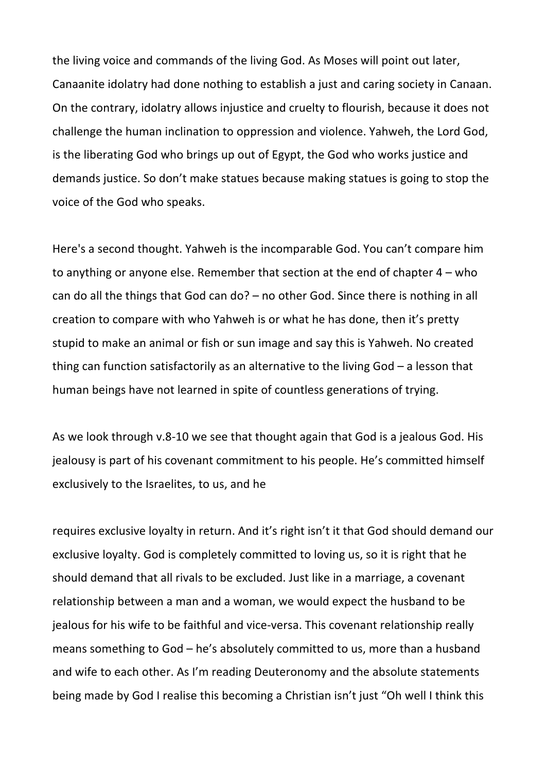the living voice and commands of the living God. As Moses will point out later, Canaanite idolatry had done nothing to establish a just and caring society in Canaan. On the contrary, idolatry allows injustice and cruelty to flourish, because it does not challenge the human inclination to oppression and violence. Yahweh, the Lord God, is the liberating God who brings up out of Egypt, the God who works justice and demands justice. So don't make statues because making statues is going to stop the voice of the God who speaks.

Here's a second thought. Yahweh is the incomparable God. You can't compare him to anything or anyone else. Remember that section at the end of chapter 4 – who can do all the things that God can do? – no other God. Since there is nothing in all creation to compare with who Yahweh is or what he has done, then it's pretty stupid to make an animal or fish or sun image and say this is Yahweh. No created thing can function satisfactorily as an alternative to the living God – a lesson that human beings have not learned in spite of countless generations of trying.

As we look through v.8-10 we see that thought again that God is a jealous God. His jealousy is part of his covenant commitment to his people. He's committed himself exclusively to the Israelites, to us, and he requires exclusive loyalty in return. And it's right isn't it that God should demand our exclusive loyalty. God is completely committed to loving us, so it is right that he should demand that all rivals to be excluded. Just like in a marriage, a covenant relationship between a man and a woman, we would expect the husband to be jealous for his wife to be faithful and vice-versa. This covenant relationship really means something to God – he's absolutely committed to us, more than a husband and wife to each other. As I'm reading Deuteronomy and the absolute statements being made by God I realise this becoming a Christian isn't just "Oh well I think this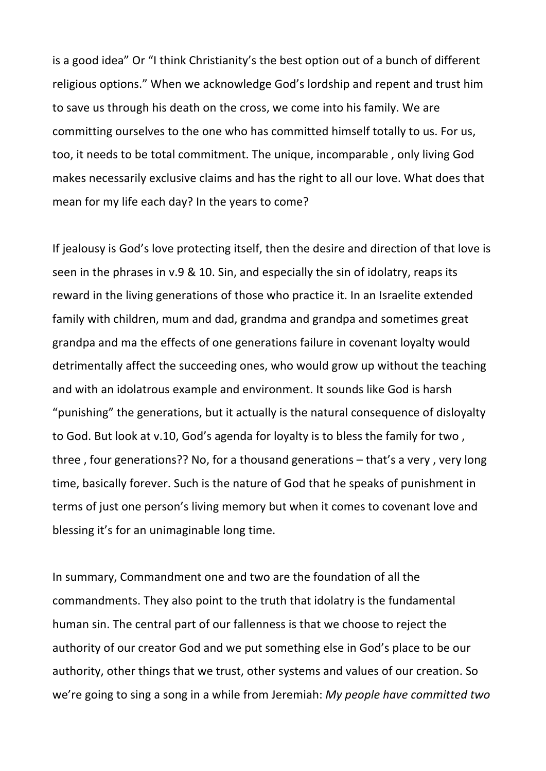is a good idea" Or "I think Christianity's the best option out of a bunch of different religious options." When we acknowledge God's lordship and repent and trust him to save us through his death on the cross, we come into his family. We are committing ourselves to the one who has committed himself totally to us. For us, too, it needs to be total commitment. The unique, incomparable , only living God makes necessarily exclusive claims and has the right to all our love. What does that mean for my life each day? In the years to come?

If jealousy is God's love protecting itself, then the desire and direction of that love is seen in the phrases in v.9 & 10. Sin, and especially the sin of idolatry, reaps its reward in the living generations of those who practice it. In an Israelite extended family with children, mum and dad, grandma and grandpa and sometimes great grandpa and ma the effects of one generations failure in covenant loyalty would detrimentally affect the succeeding ones, who would grow up without the teaching and with an idolatrous example and environment. It sounds like God is harsh "punishing" the generations, but it actually is the natural consequence of disloyalty to God. But look at v.10, God's agenda for loyalty is to bless the family for two , three , four generations?? No, for a thousand generations – that's a very , very long time, basically forever. Such is the nature of God that he speaks of punishment in terms of just one person's living memory but when it comes to covenant love and blessing it's for an unimaginable long time.

In summary, Commandment one and two are the foundation of all the commandments. They also point to the truth that idolatry is the fundamental human sin. The central part of our fallenness is that we choose to reject the authority of our creator God and we put something else in God's place to be our authority, other things that we trust, other systems and values of our creation. So we're going to sing a song in a while from Jeremiah: *My people have committed two*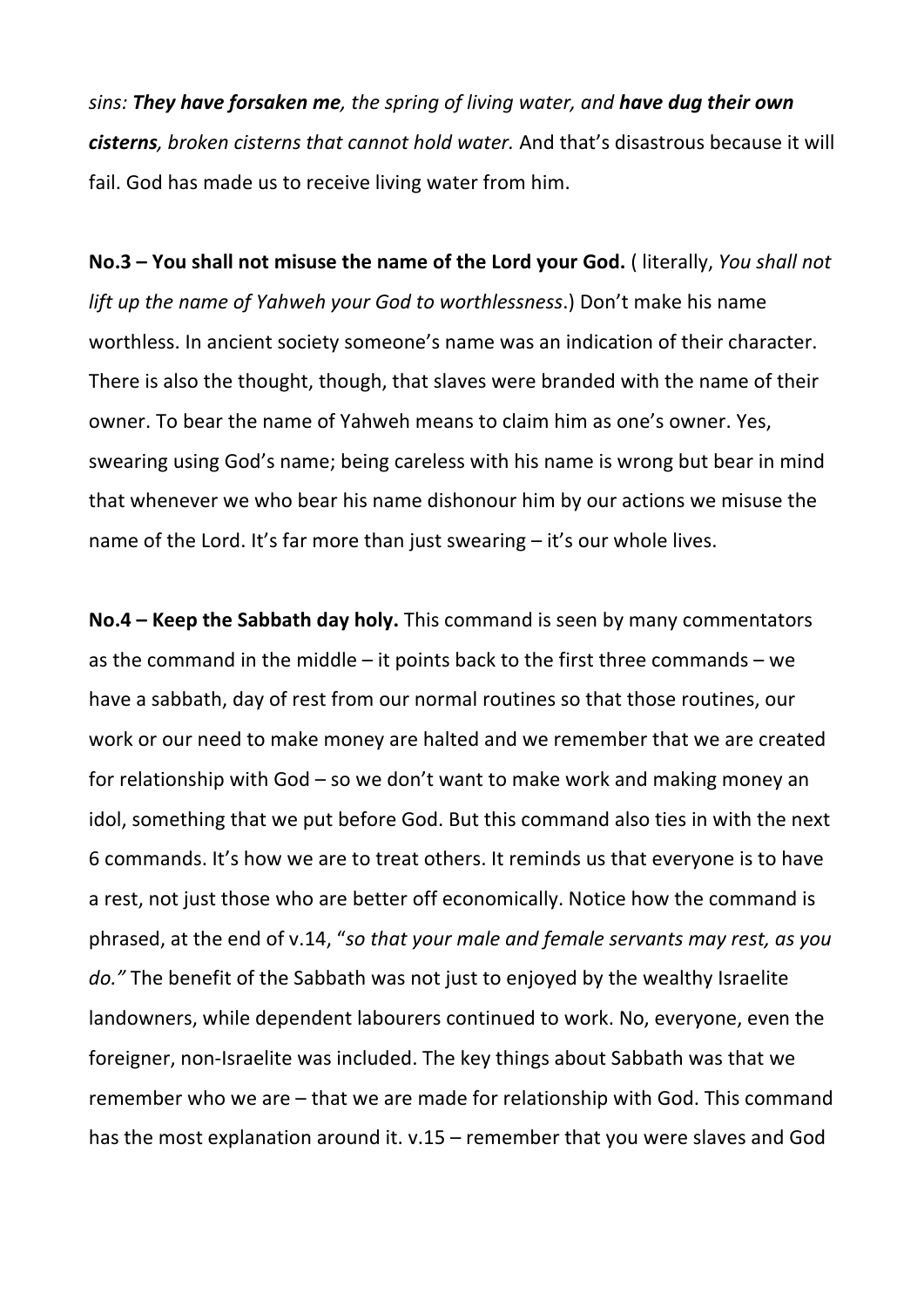*sins: **They have forsaken me**, the spring of living water, and **have dug their own cisterns**, broken cisterns that cannot hold water.* And that's disastrous because it will fail. God has made us to receive living water from him.

**No.3 – You shall not misuse the name of the Lord your God.** ( literally, *You shall not lift up the name of Yahweh your God to worthlessness*.) Don't make his name worthless. In ancient society someone's name was an indication of their character. There is also the thought, though, that slaves were branded with the name of their owner. To bear the name of Yahweh means to claim him as one's owner. Yes, swearing using God's name; being careless with his name is wrong but bear in mind that whenever we who bear his name dishonour him by our actions we misuse the name of the Lord. It's far more than just swearing – it's our whole lives.

**No.4 – Keep the Sabbath day holy.** This command is seen by many commentators as the command in the middle – it points back to the first three commands – we have a sabbath, day of rest from our normal routines so that those routines, our work or our need to make money are halted and we remember that we are created for relationship with God – so we don't want to make work and making money an idol, something that we put before God. But this command also ties in with the next 6 commands. It's how we are to treat others. It reminds us that everyone is to have a rest, not just those who are better off economically. Notice how the command is phrased, at the end of v.14, "*so that your male and female servants may rest, as you do."* The benefit of the Sabbath was not just to enjoyed by the wealthy Israelite landowners, while dependent labourers continued to work. No, everyone, even the foreigner, non-Israelite was included. The key things about Sabbath was that we remember who we are – that we are made for relationship with God. This command has the most explanation around it. v.15 – remember that you were slaves and God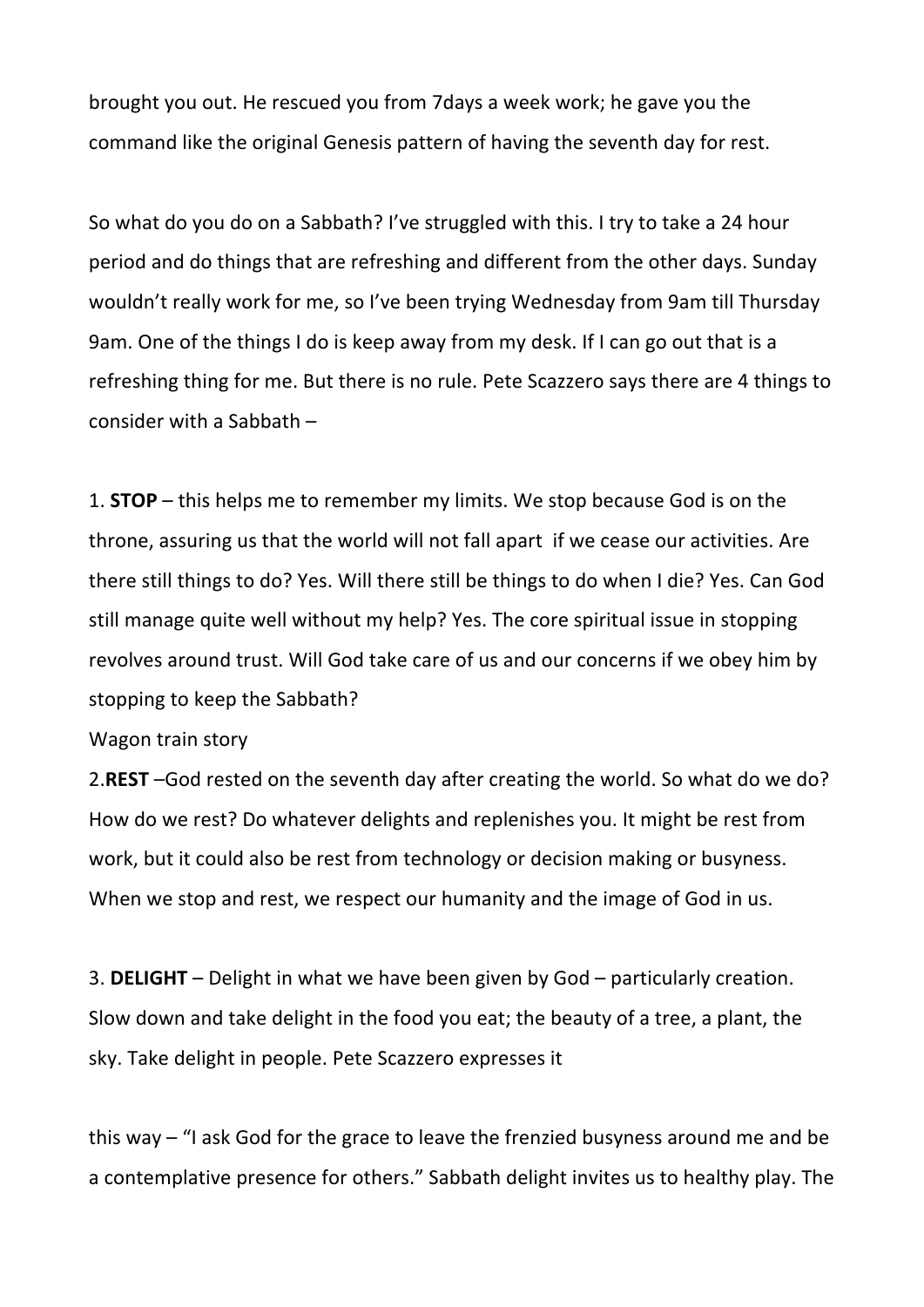brought you out. He rescued you from 7days a week work; he gave you the command like the original Genesis pattern of having the seventh day for rest.

So what do you do on a Sabbath? I've struggled with this. I try to take a 24 hour period and do things that are refreshing and different from the other days. Sunday wouldn't really work for me, so I've been trying Wednesday from 9am till Thursday 9am. One of the things I do is keep away from my desk. If I can go out that is a refreshing thing for me. But there is no rule. Pete Scazzero says there are 4 things to consider with a Sabbath –

1. **STOP** – this helps me to remember my limits. We stop because God is on the throne, assuring us that the world will not fall apart if we cease our activities. Are there still things to do? Yes. Will there still be things to do when I die? Yes. Can God still manage quite well without my help? Yes. The core spiritual issue in stopping revolves around trust. Will God take care of us and our concerns if we obey him by stopping to keep the Sabbath?

Wagon train story

2. **REST** –God rested on the seventh day after creating the world. So what do we do? How do we rest? Do whatever delights and replenishes you. It might be rest from work, but it could also be rest from technology or decision making or busyness. When we stop and rest, we respect our humanity and the image of God in us.

3. **DELIGHT** – Delight in what we have been given by God – particularly creation. Slow down and take delight in the food you eat; the beauty of a tree, a plant, the sky. Take delight in people. Pete Scazzero expresses it

this way – "I ask God for the grace to leave the frenzied busyness around me and be a contemplative presence for others." Sabbath delight invites us to healthy play. The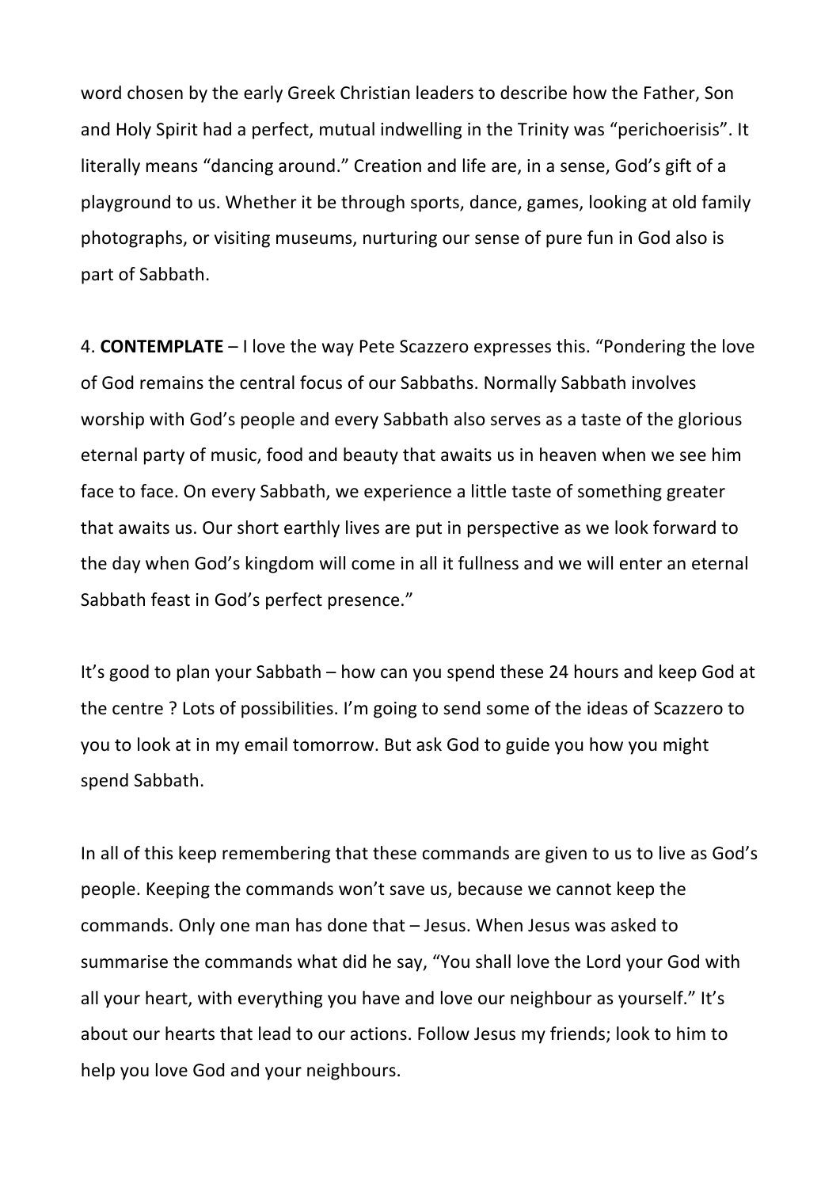word chosen by the early Greek Christian leaders to describe how the Father, Son and Holy Spirit had a perfect, mutual indwelling in the Trinity was "perichoerisis". It literally means "dancing around." Creation and life are, in a sense, God's gift of a playground to us. Whether it be through sports, dance, games, looking at old family photographs, or visiting museums, nurturing our sense of pure fun in God also is part of Sabbath.

4. **CONTEMPLATE** – I love the way Pete Scazzero expresses this. "Pondering the love of God remains the central focus of our Sabbaths. Normally Sabbath involves worship with God's people and every Sabbath also serves as a taste of the glorious eternal party of music, food and beauty that awaits us in heaven when we see him face to face. On every Sabbath, we experience a little taste of something greater that awaits us. Our short earthly lives are put in perspective as we look forward to the day when God's kingdom will come in all it fullness and we will enter an eternal Sabbath feast in God's perfect presence."

It's good to plan your Sabbath – how can you spend these 24 hours and keep God at the centre ? Lots of possibilities. I'm going to send some of the ideas of Scazzero to you to look at in my email tomorrow. But ask God to guide you how you might spend Sabbath.

In all of this keep remembering that these commands are given to us to live as God's people. Keeping the commands won't save us, because we cannot keep the commands. Only one man has done that – Jesus. When Jesus was asked to summarise the commands what did he say, "You shall love the Lord your God with all your heart, with everything you have and love our neighbour as yourself." It's about our hearts that lead to our actions. Follow Jesus my friends; look to him to help you love God and your neighbours.